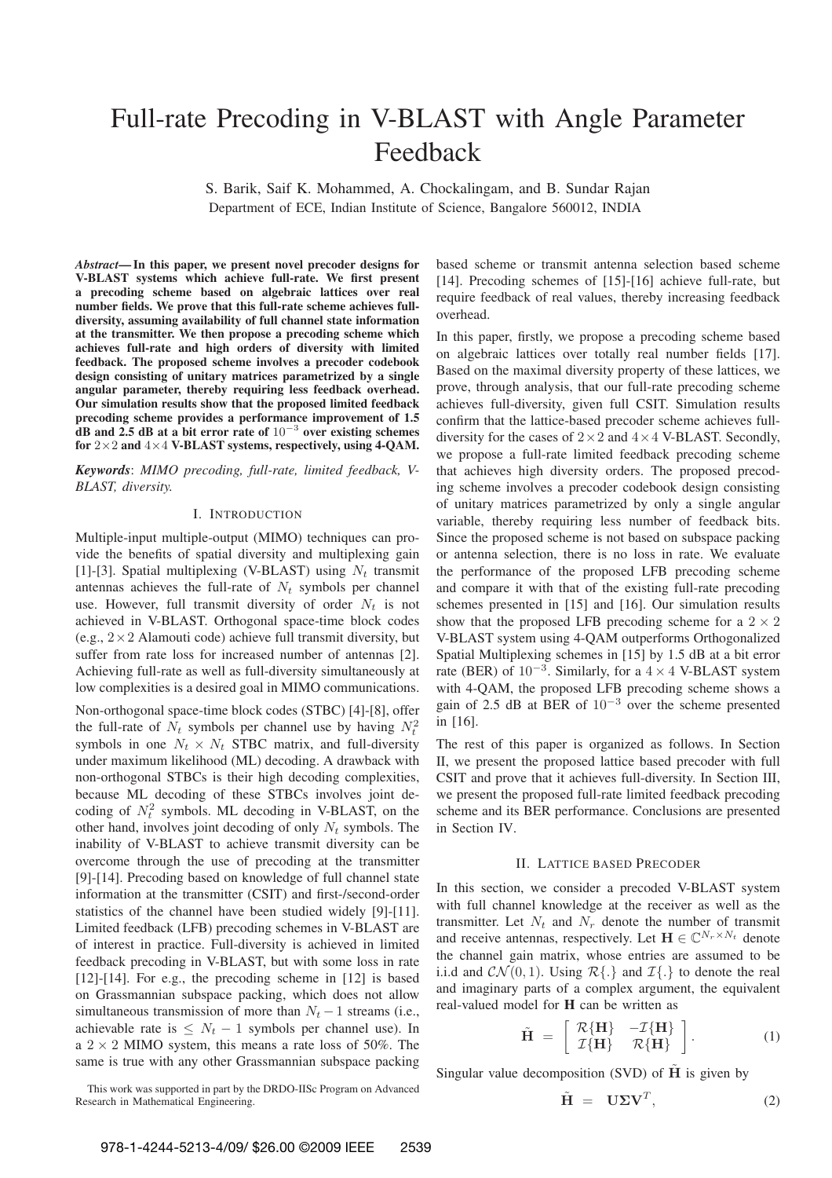# Full-rate Precoding in V-BLAST with Angle Parameter Feedback

S. Barik, Saif K. Mohammed, A. Chockalingam, and B. Sundar Rajan
Department of ECE, Indian Institute of Science, Bangalore 560012, INDIA

***Abstract*— In this paper, we present novel precoder designs for V-BLAST systems which achieve full-rate. We first present a precoding scheme based on algebraic lattices over real number fields. We prove that this full-rate scheme achieves full-diversity, assuming availability of full channel state information at the transmitter. We then propose a precoding scheme which achieves full-rate and high orders of diversity with limited feedback. The proposed scheme involves a precoder codebook design consisting of unitary matrices parametrized by a single angular parameter, thereby requiring less feedback overhead. Our simulation results show that the proposed limited feedback precoding scheme provides a performance improvement of 1.5 dB and 2.5 dB at a bit error rate of $10^{-3}$ over existing schemes for $2\times 2$ and $4\times 4$ V-BLAST systems, respectively, using 4-QAM.**

***Keywords***: *MIMO precoding, full-rate, limited feedback, V-BLAST, diversity.*

## I. Introduction

Multiple-input multiple-output (MIMO) techniques can provide the benefits of spatial diversity and multiplexing gain [1]-[3]. Spatial multiplexing (V-BLAST) using $N_t$ transmit antennas achieves the full-rate of $N_t$ symbols per channel use. However, full transmit diversity of order $N_t$ is not achieved in V-BLAST. Orthogonal space-time block codes (e.g., $2\times 2$ Alamouti code) achieve full transmit diversity, but suffer from rate loss for increased number of antennas [2]. Achieving full-rate as well as full-diversity simultaneously at low complexities is a desired goal in MIMO communications.

Non-orthogonal space-time block codes (STBC) [4]-[8], offer the full-rate of $N_t$ symbols per channel use by having $N_t^2$ symbols in one $N_t \times N_t$ STBC matrix, and full-diversity under maximum likelihood (ML) decoding. A drawback with non-orthogonal STBCs is their high decoding complexities, because ML decoding of these STBCs involves joint decoding of $N_t^2$ symbols. ML decoding in V-BLAST, on the other hand, involves joint decoding of only $N_t$ symbols. The inability of V-BLAST to achieve transmit diversity can be overcome through the use of precoding at the transmitter [9]-[14]. Precoding based on knowledge of full channel state information at the transmitter (CSIT) and first-/second-order statistics of the channel have been studied widely [9]-[11]. Limited feedback (LFB) precoding schemes in V-BLAST are of interest in practice. Full-diversity is achieved in limited feedback precoding in V-BLAST, but with some loss in rate [12]-[14]. For e.g., the precoding scheme in [12] is based on Grassmannian subspace packing, which does not allow simultaneous transmission of more than $N_t - 1$ streams (i.e., achievable rate is $\leq N_t - 1$ symbols per channel use). In a $2\times 2$ MIMO system, this means a rate loss of 50%. The same is true with any other Grassmannian subspace packing based scheme or transmit antenna selection based scheme [14]. Precoding schemes of [15]-[16] achieve full-rate, but require feedback of real values, thereby increasing feedback overhead.

In this paper, firstly, we propose a precoding scheme based on algebraic lattices over totally real number fields [17]. Based on the maximal diversity property of these lattices, we prove, through analysis, that our full-rate precoding scheme achieves full-diversity, given full CSIT. Simulation results confirm that the lattice-based precoder scheme achieves full-diversity for the cases of $2\times 2$ and $4\times 4$ V-BLAST. Secondly, we propose a full-rate limited feedback precoding scheme that achieves high diversity orders. The proposed precoding scheme involves a precoder codebook design consisting of unitary matrices parametrized by only a single angular variable, thereby requiring less number of feedback bits. Since the proposed scheme is not based on subspace packing or antenna selection, there is no loss in rate. We evaluate the performance of the proposed LFB precoding scheme and compare it with that of the existing full-rate precoding schemes presented in [15] and [16]. Our simulation results show that the proposed LFB precoding scheme for a $2\times 2$ V-BLAST system using 4-QAM outperforms Orthogonalized Spatial Multiplexing schemes in [15] by 1.5 dB at a bit error rate (BER) of $10^{-3}$. Similarly, for a $4\times 4$ V-BLAST system with 4-QAM, the proposed LFB precoding scheme shows a gain of 2.5 dB at BER of $10^{-3}$ over the scheme presented in [16].

The rest of this paper is organized as follows. In Section II, we present the proposed lattice based precoder with full CSIT and prove that it achieves full-diversity. In Section III, we present the proposed full-rate limited feedback precoding scheme and its BER performance. Conclusions are presented in Section IV.

## II. Lattice based Precoder

In this section, we consider a precoded V-BLAST system with full channel knowledge at the receiver as well as the transmitter. Let $N_t$ and $N_r$ denote the number of transmit and receive antennas, respectively. Let $\mathbf{H} \in \mathbb{C}^{N_r\times N_t}$ denote the channel gain matrix, whose entries are assumed to be i.i.d and $\mathcal{CN}(0,1)$. Using $\mathcal{R}\{.\}$ and $\mathcal{I}\{.\}$ to denote the real and imaginary parts of a complex argument, the equivalent real-valued model for $\mathbf{H}$ can be written as

$$\tilde{\mathbf{H}} = \left[\begin{array}{cc} \mathcal{R}\{\mathbf{H}\} & -\mathcal{I}\{\mathbf{H}\} \\ \mathcal{I}\{\mathbf{H}\} & \mathcal{R}\{\mathbf{H}\} \end{array}\right]. \quad (1)$$

Singular value decomposition (SVD) of $\tilde{\mathbf{H}}$ is given by

$$\tilde{\mathbf{H}} = \mathbf{U}\mathbf{\Sigma}\mathbf{V}^T, \quad (2)$$

This work was supported in part by the DRDO-IISc Program on Advanced Research in Mathematical Engineering.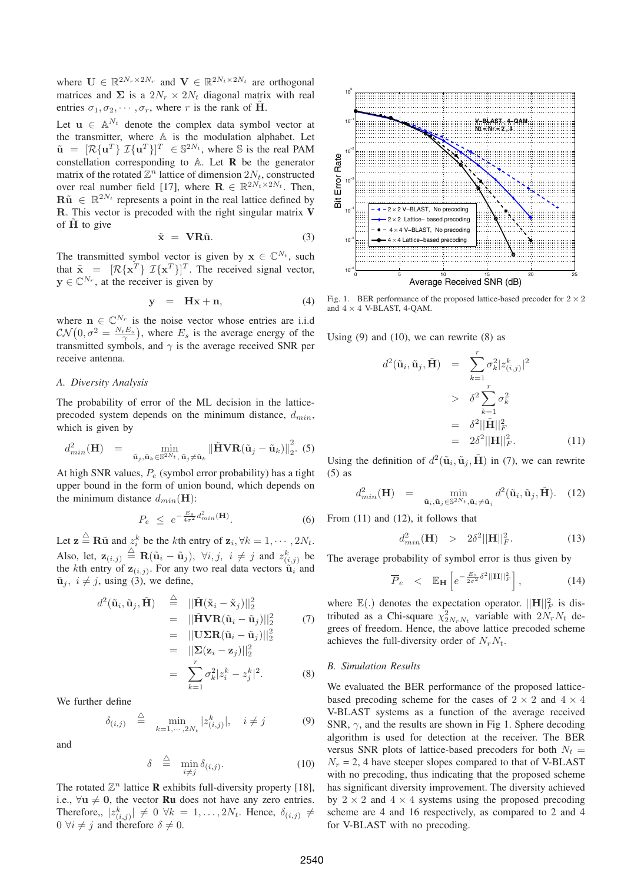where $\mathbf{U} \in \mathbb{R}^{2N_r \times 2N_r}$ and $\mathbf{V} \in \mathbb{R}^{2N_t \times 2N_t}$ are orthogonal matrices and $\mathbf{\Sigma}$ is a $2N_r \times 2N_t$ diagonal matrix with real entries $\sigma_1, \sigma_2, \cdots, \sigma_r$, where $r$ is the rank of $\tilde{\mathbf{H}}$.

Let $\mathbf{u} \in \mathbb{A}^{N_t}$ denote the complex data symbol vector at the transmitter, where $\mathbb{A}$ is the modulation alphabet. Let $\tilde{\mathbf{u}} = [\mathcal{R}\{\mathbf{u}^T\}\ \mathcal{I}\{\mathbf{u}^T\}]^T \in \mathbb{S}^{2N_t}$, where $\mathbb{S}$ is the real PAM constellation corresponding to $\mathbb{A}$. Let $\mathbf{R}$ be the generator matrix of the rotated $\mathbb{Z}^n$ lattice of dimension $2N_t$, constructed over real number field [17], where $\mathbf{R} \in \mathbb{R}^{2N_t \times 2N_t}$. Then, $\mathbf{R}\tilde{\mathbf{u}} \in \mathbb{R}^{2N_t}$ represents a point in the real lattice defined by $\mathbf{R}$. This vector is precoded with the right singular matrix $\mathbf{V}$ of $\tilde{\mathbf{H}}$ to give

$$\tilde{\mathbf{x}} = \mathbf{V}\mathbf{R}\tilde{\mathbf{u}}. \tag{3}$$

The transmitted symbol vector is given by $\mathbf{x} \in \mathbb{C}^{N_t}$, such that $\tilde{\mathbf{x}} = [\mathcal{R}\{\mathbf{x}^T\}\ \mathcal{I}\{\mathbf{x}^T\}]^T$. The received signal vector, $\mathbf{y} \in \mathbb{C}^{N_r}$, at the receiver is given by

$$\mathbf{y} = \mathbf{H}\mathbf{x} + \mathbf{n}, \tag{4}$$

where $\mathbf{n} \in \mathbb{C}^{N_r}$ is the noise vector whose entries are i.i.d $\mathcal{CN}\big(0, \sigma^2 = \frac{N_t E_s}{\gamma}\big)$, where $E_s$ is the average energy of the transmitted symbols, and $\gamma$ is the average received SNR per receive antenna.

### A. Diversity Analysis

The probability of error of the ML decision in the lattice-precoded system depends on the minimum distance, $d_{min}$, which is given by

$$d^2_{min}(\mathbf{H}) = \min_{\tilde{\mathbf{u}}_j, \tilde{\mathbf{u}}_k \in \mathbb{S}^{2N_t},\, \tilde{\mathbf{u}}_j \neq \tilde{\mathbf{u}}_k} \|\tilde{\mathbf{H}}\mathbf{V}\mathbf{R}(\tilde{\mathbf{u}}_j - \tilde{\mathbf{u}}_k)\|_2^2. \tag{5}$$

At high SNR values, $P_e$ (symbol error probability) has a tight upper bound in the form of union bound, which depends on the minimum distance $d_{min}(\mathbf{H})$:

$$P_e \leq e^{-\frac{E_s}{4\sigma^2} d^2_{min}(\mathbf{H})}. \tag{6}$$

Let $\mathbf{z} \stackrel{\triangle}{=} \mathbf{R}\tilde{\mathbf{u}}$ and $z_i^k$ be the $k$th entry of $\mathbf{z}_i, \forall k = 1, \cdots, 2N_t$. Also, let, $\mathbf{z}_{(i,j)} \stackrel{\triangle}{=} \mathbf{R}(\tilde{\mathbf{u}}_i - \tilde{\mathbf{u}}_j),\ \forall i, j,\ i \neq j$ and $z^k_{(i,j)}$ be the $k$th entry of $\mathbf{z}_{(i,j)}$. For any two real data vectors $\tilde{\mathbf{u}}_i$ and $\tilde{\mathbf{u}}_j,\ i \neq j$, using (3), we define,

$$\begin{aligned}
d^2(\tilde{\mathbf{u}}_i, \tilde{\mathbf{u}}_j, \tilde{\mathbf{H}}) &\stackrel{\triangle}{=} ||\tilde{\mathbf{H}}(\tilde{\mathbf{x}}_i - \tilde{\mathbf{x}}_j)||_2^2 \\
&= ||\tilde{\mathbf{H}}\mathbf{V}\mathbf{R}(\tilde{\mathbf{u}}_i - \tilde{\mathbf{u}}_j)||_2^2 \qquad (7)\\
&= ||\mathbf{U}\mathbf{\Sigma}\mathbf{R}(\tilde{\mathbf{u}}_i - \tilde{\mathbf{u}}_j)||_2^2 \\
&= ||\mathbf{\Sigma}(\mathbf{z}_i - \mathbf{z}_j)||_2^2 \\
&= \sum_{k=1}^{r} \sigma_k^2 |z_i^k - z_j^k|^2. \qquad (8)
\end{aligned}$$

We further define

$$\delta_{(i,j)} \stackrel{\triangle}{=} \min_{k=1,\cdots,2N_t} |z^k_{(i,j)}|, \quad i \neq j \tag{9}$$

and

$$\delta \stackrel{\triangle}{=} \min_{i \neq j} \delta_{(i,j)}. \tag{10}$$

The rotated $\mathbb{Z}^n$ lattice $\mathbf{R}$ exhibits full-diversity property [18], i.e., $\forall \mathbf{u} \neq \mathbf{0}$, the vector $\mathbf{R}\mathbf{u}$ does not have any zero entries. Therefore,, $|z^k_{(i,j)}| \neq 0\ \forall k = 1, \ldots, 2N_t$. Hence, $\delta_{(i,j)} \neq 0\ \forall i \neq j$ and therefore $\delta \neq 0$.

Fig. 1. BER performance of the proposed lattice-based precoder for $2 \times 2$ and $4 \times 4$ V-BLAST, 4-QAM.

Using (9) and (10), we can rewrite (8) as

$$\begin{aligned}
d^2(\tilde{\mathbf{u}}_i, \tilde{\mathbf{u}}_j, \tilde{\mathbf{H}}) &= \sum_{k=1}^{r} \sigma_k^2 |z^k_{(i,j)}|^2 \\
&> \delta^2 \sum_{k=1}^{r} \sigma_k^2 \\
&= \delta^2 ||\tilde{\mathbf{H}}||_F^2 \\
&= 2\delta^2 ||\mathbf{H}||_F^2. \qquad (11)
\end{aligned}$$

Using the definition of $d^2(\tilde{\mathbf{u}}_i, \tilde{\mathbf{u}}_j, \tilde{\mathbf{H}})$ in (7), we can rewrite (5) as

$$d^2_{min}(\mathbf{H}) = \min_{\tilde{\mathbf{u}}_i, \tilde{\mathbf{u}}_j \in \mathbb{S}^{2N_t}, \tilde{\mathbf{u}}_i \neq \tilde{\mathbf{u}}_j} d^2(\tilde{\mathbf{u}}_i, \tilde{\mathbf{u}}_j, \tilde{\mathbf{H}}). \tag{12}$$

From (11) and (12), it follows that

$$d^2_{min}(\mathbf{H}) > 2\delta^2 ||\mathbf{H}||_F^2. \tag{13}$$

The average probability of symbol error is thus given by

$$\overline{P}_e < \mathbb{E}_{\mathbf{H}}\left[e^{-\frac{E_s}{2\sigma^2}\delta^2 ||\mathbf{H}||_F^2}\right], \tag{14}$$

where $\mathbb{E}(.)$ denotes the expectation operator. $||\mathbf{H}||_F^2$ is distributed as a Chi-square $\chi^2_{2N_rN_t}$ variable with $2N_rN_t$ degrees of freedom. Hence, the above lattice precoded scheme achieves the full-diversity order of $N_rN_t$.

### B. Simulation Results

We evaluated the BER performance of the proposed lattice-based precoding scheme for the cases of $2 \times 2$ and $4 \times 4$ V-BLAST systems as a function of the average received SNR, $\gamma$, and the results are shown in Fig 1. Sphere decoding algorithm is used for detection at the receiver. The BER versus SNR plots of lattice-based precoders for both $N_t = N_r$ = 2, 4 have steeper slopes compared to that of V-BLAST with no precoding, thus indicating that the proposed scheme has significant diversity improvement. The diversity achieved by $2 \times 2$ and $4 \times 4$ systems using the proposed precoding scheme are 4 and 16 respectively, as compared to 2 and 4 for V-BLAST with no precoding.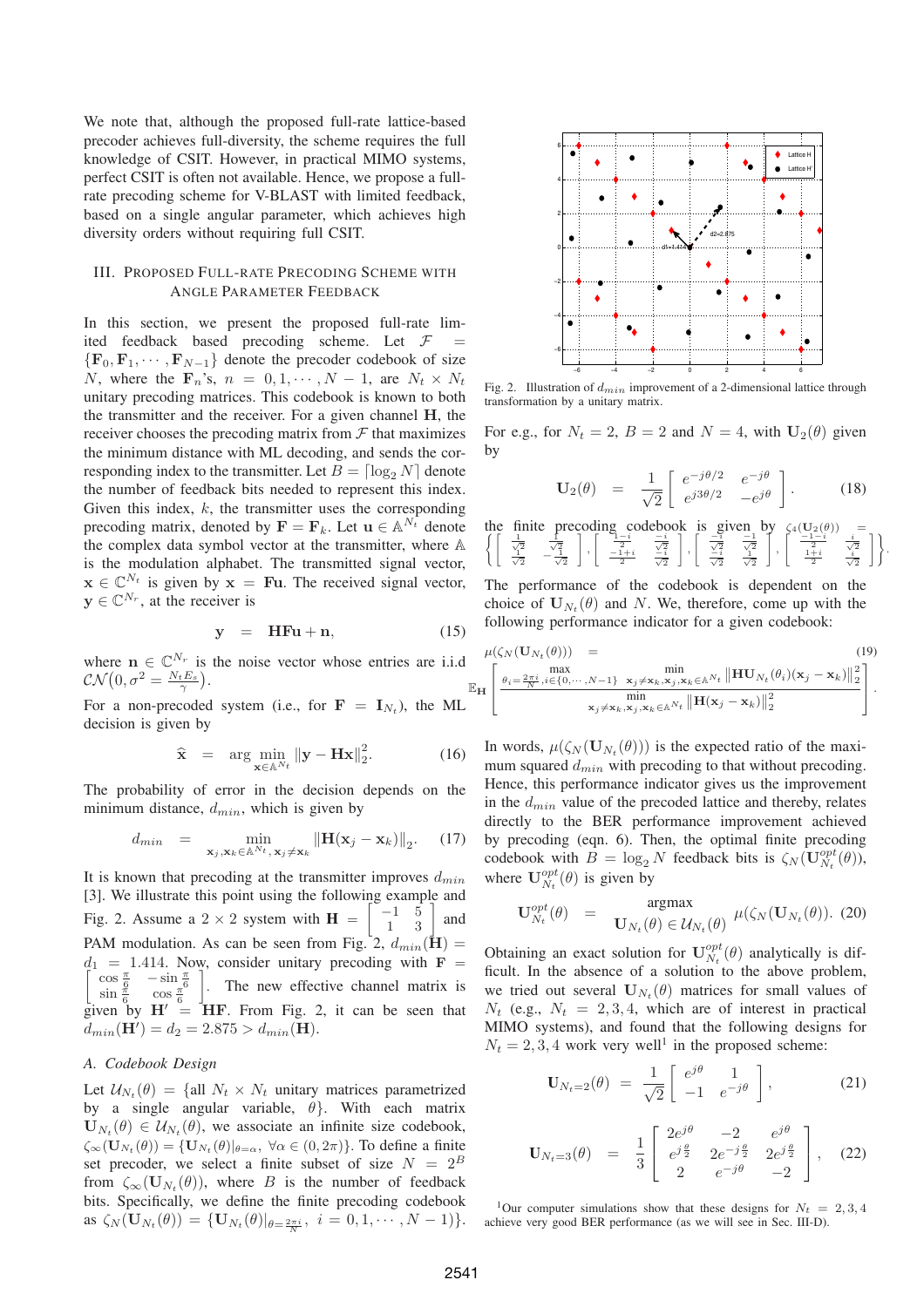We note that, although the proposed full-rate lattice-based precoder achieves full-diversity, the scheme requires the full knowledge of CSIT. However, in practical MIMO systems, perfect CSIT is often not available. Hence, we propose a full-rate precoding scheme for V-BLAST with limited feedback, based on a single angular parameter, which achieves high diversity orders without requiring full CSIT.

## III. Proposed Full-Rate Precoding Scheme with Angle Parameter Feedback

In this section, we present the proposed full-rate limited feedback based precoding scheme. Let $\mathcal{F} = \{\mathbf{F}_0, \mathbf{F}_1, \cdots, \mathbf{F}_{N-1}\}$ denote the precoder codebook of size $N$, where the $\mathbf{F}_n$'s, $n = 0, 1, \cdots, N-1$, are $N_t \times N_t$ unitary precoding matrices. This codebook is known to both the transmitter and the receiver. For a given channel $\mathbf{H}$, the receiver chooses the precoding matrix from $\mathcal{F}$ that maximizes the minimum distance with ML decoding, and sends the corresponding index to the transmitter. Let $B = \lceil \log_2 N \rceil$ denote the number of feedback bits needed to represent this index. Given this index, $k$, the transmitter uses the corresponding precoding matrix, denoted by $\mathbf{F} = \mathbf{F}_k$. Let $\mathbf{u} \in \mathbb{A}^{N_t}$ denote the complex data symbol vector at the transmitter, where $\mathbb{A}$ is the modulation alphabet. The transmitted signal vector, $\mathbf{x} \in \mathbb{C}^{N_t}$ is given by $\mathbf{x} = \mathbf{F}\mathbf{u}$. The received signal vector, $\mathbf{y} \in \mathbb{C}^{N_r}$, at the receiver is

$$\mathbf{y} \;=\; \mathbf{H}\mathbf{F}\mathbf{u} + \mathbf{n}, \tag{15}$$

where $\mathbf{n} \in \mathbb{C}^{N_r}$ is the noise vector whose entries are i.i.d $\mathcal{CN}\big(0, \sigma^2 = \frac{N_t E_s}{\gamma}\big)$.

For a non-precoded system (i.e., for $\mathbf{F} = \mathbf{I}_{N_t}$), the ML decision is given by

$$\widehat{\mathbf{x}} \;=\; \arg \min_{\mathbf{x} \in \mathbb{A}^{N_t}} \|\mathbf{y} - \mathbf{H}\mathbf{x}\|_2^2. \tag{16}$$

The probability of error in the decision depends on the minimum distance, $d_{min}$, which is given by

$$d_{min} \;=\; \min_{\mathbf{x}_j, \mathbf{x}_k \in \mathbb{A}^{N_t}, \, \mathbf{x}_j \neq \mathbf{x}_k} \|\mathbf{H}(\mathbf{x}_j - \mathbf{x}_k)\|_2. \tag{17}$$

It is known that precoding at the transmitter improves $d_{min}$ [3]. We illustrate this point using the following example and Fig. 2. Assume a $2 \times 2$ system with $\mathbf{H} = \begin{bmatrix} -1 & 5 \\ 1 & 3 \end{bmatrix}$ and PAM modulation. As can be seen from Fig. 2, $d_{min}(\mathbf{H}) = d_1 = 1.414$. Now, consider unitary precoding with $\mathbf{F} = \begin{bmatrix} \cos\frac{\pi}{6} & -\sin\frac{\pi}{6} \\ \sin\frac{\pi}{6} & \cos\frac{\pi}{6} \end{bmatrix}$. The new effective channel matrix is given by $\mathbf{H}' = \mathbf{H}\mathbf{F}$. From Fig. 2, it can be seen that $d_{min}(\mathbf{H}') = d_2 = 2.875 > d_{min}(\mathbf{H})$.

Fig. 2. Illustration of $d_{min}$ improvement of a 2-dimensional lattice through transformation by a unitary matrix.

### A. Codebook Design

Let $\mathcal{U}_{N_t}(\theta) = \{$all $N_t \times N_t$ unitary matrices parametrized by a single angular variable, $\theta\}$. With each matrix $\mathbf{U}_{N_t}(\theta) \in \mathcal{U}_{N_t}(\theta)$, we associate an infinite size codebook, $\zeta_\infty(\mathbf{U}_{N_t}(\theta)) = \{\mathbf{U}_{N_t}(\theta)|_{\theta=\alpha}, \; \forall \alpha \in (0, 2\pi)\}$. To define a finite set precoder, we select a finite subset of size $N = 2^B$ from $\zeta_\infty(\mathbf{U}_{N_t}(\theta))$, where $B$ is the number of feedback bits. Specifically, we define the finite precoding codebook as $\zeta_N(\mathbf{U}_{N_t}(\theta)) = \{\mathbf{U}_{N_t}(\theta)|_{\theta=\frac{2\pi i}{N}}, \; i = 0, 1, \cdots, N-1\}$.

For e.g., for $N_t = 2$, $B = 2$ and $N = 4$, with $\mathbf{U}_2(\theta)$ given by

$$\mathbf{U}_2(\theta) \;=\; \frac{1}{\sqrt{2}} \begin{bmatrix} e^{-j\theta/2} & e^{-j\theta} \\ e^{j3\theta/2} & -e^{j\theta} \end{bmatrix}. \tag{18}$$

the finite precoding codebook is given by $\zeta_4(\mathbf{U}_2(\theta)) = \left\{ \begin{bmatrix} \frac{1}{\sqrt{2}} & \frac{1}{\sqrt{2}} \\ \frac{1}{\sqrt{2}} & -\frac{1}{\sqrt{2}} \end{bmatrix}, \begin{bmatrix} \frac{1-i}{2} & \frac{-i}{\sqrt{2}} \\ \frac{-1+i}{2} & \frac{-i}{\sqrt{2}} \end{bmatrix}, \begin{bmatrix} \frac{-i}{\sqrt{2}} & \frac{-1}{\sqrt{2}} \\ \frac{-i}{\sqrt{2}} & \frac{1}{\sqrt{2}} \end{bmatrix}, \begin{bmatrix} \frac{-1-i}{2} & \frac{i}{\sqrt{2}} \\ \frac{1+i}{2} & \frac{i}{\sqrt{2}} \end{bmatrix} \right\}$.

The performance of the codebook is dependent on the choice of $\mathbf{U}_{N_t}(\theta)$ and $N$. We, therefore, come up with the following performance indicator for a given codebook:

$$\mu(\zeta_N(\mathbf{U}_{N_t}(\theta))) \;= \tag{19}$$
$$\mathbb{E}_{\mathbf{H}} \left[ \frac{\max_{\theta_i = \frac{2\pi i}{N}, i \in \{0, \cdots, N-1\}} \; \min_{\mathbf{x}_j \neq \mathbf{x}_k, \mathbf{x}_j, \mathbf{x}_k \in \mathbb{A}^{N_t}} \|\mathbf{H}\mathbf{U}_{N_t}(\theta_i)(\mathbf{x}_j - \mathbf{x}_k)\|_2^2}{\min_{\mathbf{x}_j \neq \mathbf{x}_k, \mathbf{x}_j, \mathbf{x}_k \in \mathbb{A}^{N_t}} \|\mathbf{H}(\mathbf{x}_j - \mathbf{x}_k)\|_2^2} \right].$$

In words, $\mu(\zeta_N(\mathbf{U}_{N_t}(\theta)))$ is the expected ratio of the maximum squared $d_{min}$ with precoding to that without precoding. Hence, this performance indicator gives us the improvement in the $d_{min}$ value of the precoded lattice and thereby, relates directly to the BER performance improvement achieved by precoding (eqn. 6). Then, the optimal finite precoding codebook with $B = \log_2 N$ feedback bits is $\zeta_N(\mathbf{U}_{N_t}^{opt}(\theta))$, where $\mathbf{U}_{N_t}^{opt}(\theta)$ is given by

$$\mathbf{U}_{N_t}^{opt}(\theta) \;=\; \underset{\mathbf{U}_{N_t}(\theta) \in \mathcal{U}_{N_t}(\theta)}{\operatorname{argmax}} \; \mu(\zeta_N(\mathbf{U}_{N_t}(\theta))). \tag{20}$$

Obtaining an exact solution for $\mathbf{U}_{N_t}^{opt}(\theta)$ analytically is difficult. In the absence of a solution to the above problem, we tried out several $\mathbf{U}_{N_t}(\theta)$ matrices for small values of $N_t$ (e.g., $N_t = 2, 3, 4$, which are of interest in practical MIMO systems), and found that the following designs for $N_t = 2, 3, 4$ work very well[1] in the proposed scheme:

$$\mathbf{U}_{N_t=2}(\theta) \;=\; \frac{1}{\sqrt{2}} \begin{bmatrix} e^{j\theta} & 1 \\ -1 & e^{-j\theta} \end{bmatrix}, \tag{21}$$

$$\mathbf{U}_{N_t=3}(\theta) \;=\; \frac{1}{3} \begin{bmatrix} 2e^{j\theta} & -2 & e^{j\theta} \\ e^{j\frac{\theta}{2}} & 2e^{-j\frac{\theta}{2}} & 2e^{j\frac{\theta}{2}} \\ 2 & e^{-j\theta} & -2 \end{bmatrix}, \tag{22}$$

[1]Our computer simulations show that these designs for $N_t = 2, 3, 4$ achieve very good BER performance (as we will see in Sec. III-D).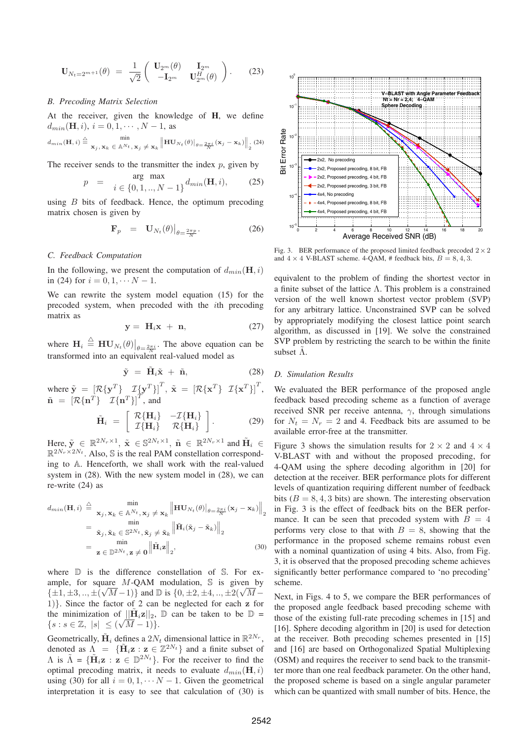$$\mathbf{U}_{N_t=2^{m+1}}(\theta) = \frac{1}{\sqrt{2}} \begin{pmatrix} \mathbf{U}_{2^m}(\theta) & \mathbf{I}_{2^m} \\ -\mathbf{I}_{2^m} & \mathbf{U}_{2^m}^H(\theta) \end{pmatrix}. \quad (23)$$

### B. Precoding Matrix Selection

At the receiver, given the knowledge of $\mathbf{H}$, we define $d_{min}(\mathbf{H}, i)$, $i = 0, 1, \cdots, N-1$, as

$$d_{min}(\mathbf{H}, i) \triangleq \min_{\mathbf{x}_j, \mathbf{x}_k \in \mathbb{A}^{N_t}, \mathbf{x}_j \neq \mathbf{x}_k} \left\| \mathbf{H}\mathbf{U}_{N_t}(\theta)\big|_{\theta=\frac{2\pi i}{N}} (\mathbf{x}_j - \mathbf{x}_k) \right\|_2. \quad (24)$$

The receiver sends to the transmitter the index $p$, given by

$$p = \arg \max_{i \in \{0,1,..,N-1\}} d_{min}(\mathbf{H}, i), \quad (25)$$

using $B$ bits of feedback. Hence, the optimum precoding matrix chosen is given by

$$\mathbf{F}_p = \mathbf{U}_{N_t}(\theta)\big|_{\theta=\frac{2\pi p}{N}}. \quad (26)$$

### C. Feedback Computation

In the following, we present the computation of $d_{min}(\mathbf{H}, i)$ in (24) for $i = 0, 1, \cdots N-1$.

We can rewrite the system model equation (15) for the precoded system, when precoded with the $i$th precoding matrix as

$$\mathbf{y} = \mathbf{H}_i \mathbf{x} + \mathbf{n}, \quad (27)$$

where $\mathbf{H}_i \triangleq \mathbf{H}\mathbf{U}_{N_t}(\theta)\big|_{\theta=\frac{2\pi i}{N}}$. The above equation can be transformed into an equivalent real-valued model as

$$\tilde{\mathbf{y}} = \tilde{\mathbf{H}}_i \tilde{\mathbf{x}} + \tilde{\mathbf{n}}, \quad (28)$$

where $\tilde{\mathbf{y}} = [\mathcal{R}\{\mathbf{y}^T\} \;\; \mathcal{I}\{\mathbf{y}^T\}]^T$, $\tilde{\mathbf{x}} = [\mathcal{R}\{\mathbf{x}^T\} \;\; \mathcal{I}\{\mathbf{x}^T\}]^T$, $\tilde{\mathbf{n}} = [\mathcal{R}\{\mathbf{n}^T\} \;\; \mathcal{I}\{\mathbf{n}^T\}]^T$, and

$$\tilde{\mathbf{H}}_i = \begin{bmatrix} \mathcal{R}\{\mathbf{H}_i\} & -\mathcal{I}\{\mathbf{H}_i\} \\ \mathcal{I}\{\mathbf{H}_i\} & \mathcal{R}\{\mathbf{H}_i\} \end{bmatrix}. \quad (29)$$

Here, $\tilde{\mathbf{y}} \in \mathbb{R}^{2N_r \times 1}$, $\tilde{\mathbf{x}} \in \mathbb{S}^{2N_t \times 1}$, $\tilde{\mathbf{n}} \in \mathbb{R}^{2N_r \times 1}$ and $\tilde{\mathbf{H}}_i \in \mathbb{R}^{2N_r \times 2N_t}$. Also, $\mathbb{S}$ is the real PAM constellation corresponding to $\mathbb{A}$. Henceforth, we shall work with the real-valued system in (28). With the new system model in (28), we can re-write (24) as

$$\begin{aligned} d_{min}(\mathbf{H}, i) &\triangleq \min_{\mathbf{x}_j, \mathbf{x}_k \in \mathbb{A}^{N_t}, \mathbf{x}_j \neq \mathbf{x}_k} \left\| \mathbf{H}\mathbf{U}_{N_t}(\theta)\big|_{\theta=\frac{2\pi i}{N}} (\mathbf{x}_j - \mathbf{x}_k) \right\|_2 \\ &= \min_{\tilde{\mathbf{x}}_j, \tilde{\mathbf{x}}_k \in \mathbb{S}^{2N_t}, \tilde{\mathbf{x}}_j \neq \tilde{\mathbf{x}}_k} \left\| \tilde{\mathbf{H}}_i (\tilde{\mathbf{x}}_j - \tilde{\mathbf{x}}_k) \right\|_2 \\ &= \min_{\mathbf{z} \in \mathbb{D}^{2N_t}, \mathbf{z} \neq \mathbf{0}} \left\| \tilde{\mathbf{H}}_i \mathbf{z} \right\|_2, \end{aligned} \quad (30)$$

where $\mathbb{D}$ is the difference constellation of $\mathbb{S}$. For example, for square $M$-QAM modulation, $\mathbb{S}$ is given by $\{\pm 1, \pm 3, .., \pm(\sqrt{M}-1)\}$ and $\mathbb{D}$ is $\{0, \pm 2, \pm 4, .., \pm 2(\sqrt{M}-1)\}$. Since the factor of 2 can be neglected for each $\mathbf{z}$ for the minimization of $||\tilde{\mathbf{H}}_i \mathbf{z}||_2$, $\mathbb{D}$ can be taken to be $\mathbb{D} = \{s : s \in \mathbb{Z}, \; |s| \leq (\sqrt{M}-1)\}$.

Geometrically, $\tilde{\mathbf{H}}_i$ defines a $2N_t$ dimensional lattice in $\mathbb{R}^{2N_r}$, denoted as $\Lambda = \{\tilde{\mathbf{H}}_i \mathbf{z} : \mathbf{z} \in \mathbb{Z}^{2N_t}\}$ and a finite subset of $\Lambda$ is $\tilde{\Lambda} = \{\tilde{\mathbf{H}}_i \mathbf{z} : \mathbf{z} \in \mathbb{D}^{2N_t}\}$. For the receiver to find the optimal precoding matrix, it needs to evaluate $d_{min}(\mathbf{H}, i)$ using (30) for all $i = 0, 1, \cdots N-1$. Given the geometrical interpretation it is easy to see that calculation of (30) is equivalent to the problem of finding the shortest vector in a finite subset of the lattice $\Lambda$. This problem is a constrained version of the well known shortest vector problem (SVP) for any arbitrary lattice. Unconstrained SVP can be solved by appropriately modifying the closest lattice point search algorithm, as discussed in [19]. We solve the constrained SVP problem by restricting the search to be within the finite subset $\tilde{\Lambda}$.

Fig. 3. BER performance of the proposed limited feedback precoded $2 \times 2$ and $4 \times 4$ V-BLAST scheme. 4-QAM, # feedback bits, $B = 8, 4, 3$.

### D. Simulation Results

We evaluated the BER performance of the proposed angle feedback based precoding scheme as a function of average received SNR per receive antenna, $\gamma$, through simulations for $N_t = N_r = 2$ and 4. Feedback bits are assumed to be available error-free at the transmitter.

Figure 3 shows the simulation results for $2 \times 2$ and $4 \times 4$ V-BLAST with and without the proposed precoding, for 4-QAM using the sphere decoding algorithm in [20] for detection at the receiver. BER performance plots for different levels of quantization requiring different number of feedback bits ($B = 8, 4, 3$ bits) are shown. The interesting observation in Fig. 3 is the effect of feedback bits on the BER performance. It can be seen that precoded system with $B = 4$ performs very close to that with $B = 8$, showing that the performance in the proposed scheme remains robust even with a nominal quantization of using 4 bits. Also, from Fig. 3, it is observed that the proposed precoding scheme achieves significantly better performance compared to 'no precoding' scheme.

Next, in Figs. 4 to 5, we compare the BER performances of the proposed angle feedback based precoding scheme with those of the existing full-rate precoding schemes in [15] and [16]. Sphere decoding algorithm in [20] is used for detection at the receiver. Both precoding schemes presented in [15] and [16] are based on Orthogonalized Spatial Multiplexing (OSM) and requires the receiver to send back to the transmitter more than one real feedback parameter. On the other hand, the proposed scheme is based on a single angular parameter which can be quantized with small number of bits. Hence, the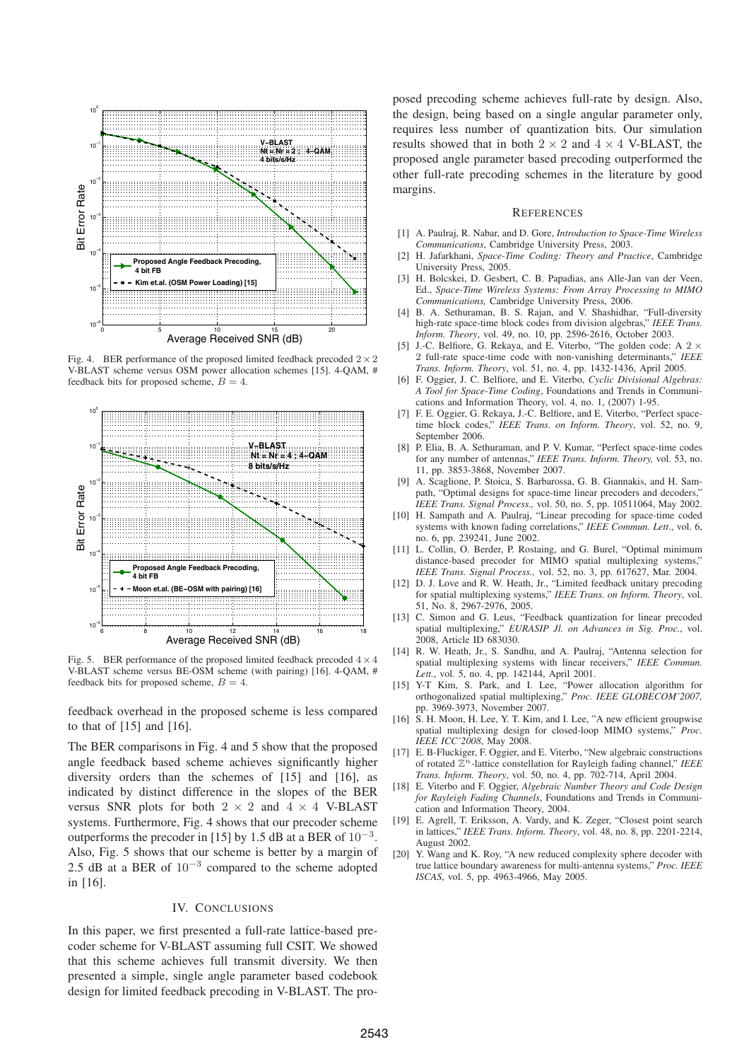Bit Error Rate

Average Received SNR (dB)

V–BLAST
Nt = Nr = 2 ; 4–QAM
4 bits/s/Hz

Proposed Angle Feedback Precoding, 4 bit FB

Kim et.al. (OSM Power Loading) [15]

Fig. 4. BER performance of the proposed limited feedback precoded $2 \times 2$ V-BLAST scheme versus OSM power allocation schemes [15]. 4-QAM, # feedback bits for proposed scheme, $B = 4$.

Bit Error Rate

Average Received SNR (dB)

V–BLAST
Nt = Nr = 4 ; 4–QAM
8 bits/s/Hz

Proposed Angle Feedback Precoding, 4 bit FB

Moon et.al. (BE–OSM with pairing) [16]

Fig. 5. BER performance of the proposed limited feedback precoded $4 \times 4$ V-BLAST scheme versus BE-OSM scheme (with pairing) [16]. 4-QAM, # feedback bits for proposed scheme, $B = 4$.

feedback overhead in the proposed scheme is less compared to that of [15] and [16].

The BER comparisons in Fig. 4 and 5 show that the proposed angle feedback based scheme achieves significantly higher diversity orders than the schemes of [15] and [16], as indicated by distinct difference in the slopes of the BER versus SNR plots for both $2 \times 2$ and $4 \times 4$ V-BLAST systems. Furthermore, Fig. 4 shows that our precoder scheme outperforms the precoder in [15] by 1.5 dB at a BER of $10^{-3}$. Also, Fig. 5 shows that our scheme is better by a margin of 2.5 dB at a BER of $10^{-3}$ compared to the scheme adopted in [16].

## IV. Conclusions

In this paper, we first presented a full-rate lattice-based precoder scheme for V-BLAST assuming full CSIT. We showed that this scheme achieves full transmit diversity. We then presented a simple, single angle parameter based codebook design for limited feedback precoding in V-BLAST. The proposed precoding scheme achieves full-rate by design. Also, the design, being based on a single angular parameter only, requires less number of quantization bits. Our simulation results showed that in both $2 \times 2$ and $4 \times 4$ V-BLAST, the proposed angle parameter based precoding outperformed the other full-rate precoding schemes in the literature by good margins.

## References

[1] A. Paulraj, R. Nabar, and D. Gore, *Introduction to Space-Time Wireless Communications*, Cambridge University Press, 2003.

[2] H. Jafarkhani, *Space-Time Coding: Theory and Practice*, Cambridge University Press, 2005.

[3] H. Bolcskei, D. Gesbert, C. B. Papadias, ans Alle-Jan van der Veen, Ed., *Space-Time Wireless Systems: From Array Processing to MIMO Communications,* Cambridge University Press, 2006.

[4] B. A. Sethuraman, B. S. Rajan, and V. Shashidhar, "Full-diversity high-rate space-time block codes from division algebras," *IEEE Trans. Inform. Theory*, vol. 49, no. 10, pp. 2596-2616, October 2003.

[5] J.-C. Belfiore, G. Rekaya, and E. Viterbo, "The golden code: A $2 \times 2$ full-rate space-time code with non-vanishing determinants," *IEEE Trans. Inform. Theory*, vol. 51, no. 4, pp. 1432-1436, April 2005.

[6] F. Oggier, J. C. Belfiore, and E. Viterbo, *Cyclic Divisional Algebras: A Tool for Space-Time Coding*, Foundations and Trends in Communications and Information Theory, vol. 4, no. 1, (2007) 1-95.

[7] F. E. Oggier, G. Rekaya, J.-C. Belfiore, and E. Viterbo, "Perfect space-time block codes," *IEEE Trans. on Inform. Theory*, vol. 52, no. 9, September 2006.

[8] P. Elia, B. A. Sethuraman, and P. V. Kumar, "Perfect space-time codes for any number of antennas," *IEEE Trans. Inform. Theory,* vol. 53, no. 11, pp. 3853-3868, November 2007.

[9] A. Scaglione, P. Stoica, S. Barbarossa, G. B. Giannakis, and H. Sampath, "Optimal designs for space-time linear precoders and decoders," *IEEE Trans. Signal Process.,* vol. 50, no. 5, pp. 10511064, May 2002.

[10] H. Sampath and A. Paulraj, "Linear precoding for space-time coded systems with known fading correlations," *IEEE Commun. Lett*., vol. 6, no. 6, pp. 239241, June 2002.

[11] L. Collin, O. Berder, P. Rostaing, and G. Burel, "Optimal minimum distance-based precoder for MIMO spatial multiplexing systems," *IEEE Trans. Signal Process.,* vol. 52, no. 3, pp. 617627, Mar. 2004.

[12] D. J. Love and R. W. Heath, Jr., "Limited feedback unitary precoding for spatial multiplexing systems," *IEEE Trans. on Inform. Theory*, vol. 51, No. 8, 2967-2976, 2005.

[13] C. Simon and G. Leus, "Feedback quantization for linear precoded spatial multiplexing," *EURASIP Jl. on Advances in Sig. Proc.*, vol. 2008, Article ID 683030.

[14] R. W. Heath, Jr., S. Sandhu, and A. Paulraj, "Antenna selection for spatial multiplexing systems with linear receivers," *IEEE Commun. Lett.*, vol. 5, no. 4, pp. 142144, April 2001.

[15] Y-T Kim, S. Park, and I. Lee, "Power allocation algorithm for orthogonalized spatial multiplexing," *Proc. IEEE GLOBECOM'2007,* pp. 3969-3973, November 2007.

[16] S. H. Moon, H. Lee, Y. T. Kim, and I. Lee, "A new efficient groupwise spatial multiplexing design for closed-loop MIMO systems," *Proc. IEEE ICC'2008*, May 2008.

[17] E. B-Fluckiger, F. Oggier, and E. Viterbo, "New algebraic constructions of rotated $\mathbb{Z}^n$-lattice constellation for Rayleigh fading channel," *IEEE Trans. Inform. Theory*, vol. 50, no. 4, pp. 702-714, April 2004.

[18] E. Viterbo and F. Oggier, *Algebraic Number Theory and Code Design for Rayleigh Fading Channels*, Foundations and Trends in Communication and Information Theory, 2004.

[19] E. Agrell, T. Eriksson, A. Vardy, and K. Zeger, "Closest point search in lattices," *IEEE Trans. Inform. Theory*, vol. 48, no. 8, pp. 2201-2214, August 2002.

[20] Y. Wang and K. Roy, "A new reduced complexity sphere decoder with true lattice boundary awareness for multi-antenna systems," *Proc. IEEE ISCAS*, vol. 5, pp. 4963-4966, May 2005.